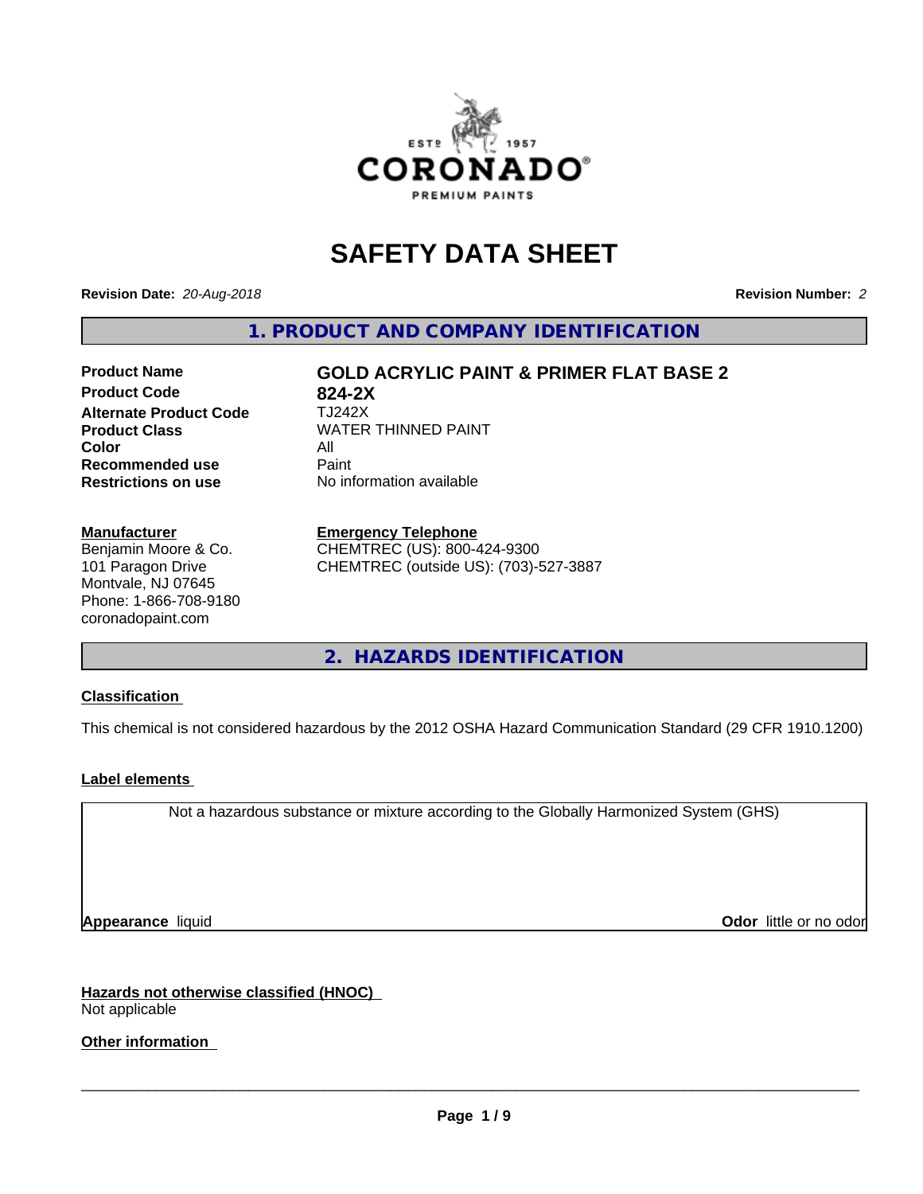# SAFETY DATA SHEET

**Revision Date:** *20-Aug-2018* **Revision Number:** *2*

## 1. PRODUCT AND COMPANY IDENTIFICATION

| | |
|---|---|
| **Product Name** | **GOLD ACRYLIC PAINT & PRIMER FLAT BASE 2** |
| **Product Code** | **824-2X** |
| **Alternate Product Code** | TJ242X |
| **Product Class** | WATER THINNED PAINT |
| **Color** | All |
| **Recommended use** | Paint |
| **Restrictions on use** | No information available |

**Manufacturer**
Benjamin Moore & Co.
101 Paragon Drive
Montvale, NJ 07645
Phone: 1-866-708-9180
coronadopaint.com

**Emergency Telephone**
CHEMTREC (US): 800-424-9300
CHEMTREC (outside US): (703)-527-3887

## 2. HAZARDS IDENTIFICATION

**Classification**

This chemical is not considered hazardous by the 2012 OSHA Hazard Communication Standard (29 CFR 1910.1200)

**Label elements**

Not a hazardous substance or mixture according to the Globally Harmonized System (GHS)

**Appearance** liquid **Odor** little or no odor

**Hazards not otherwise classified (HNOC)**
Not applicable

**Other information**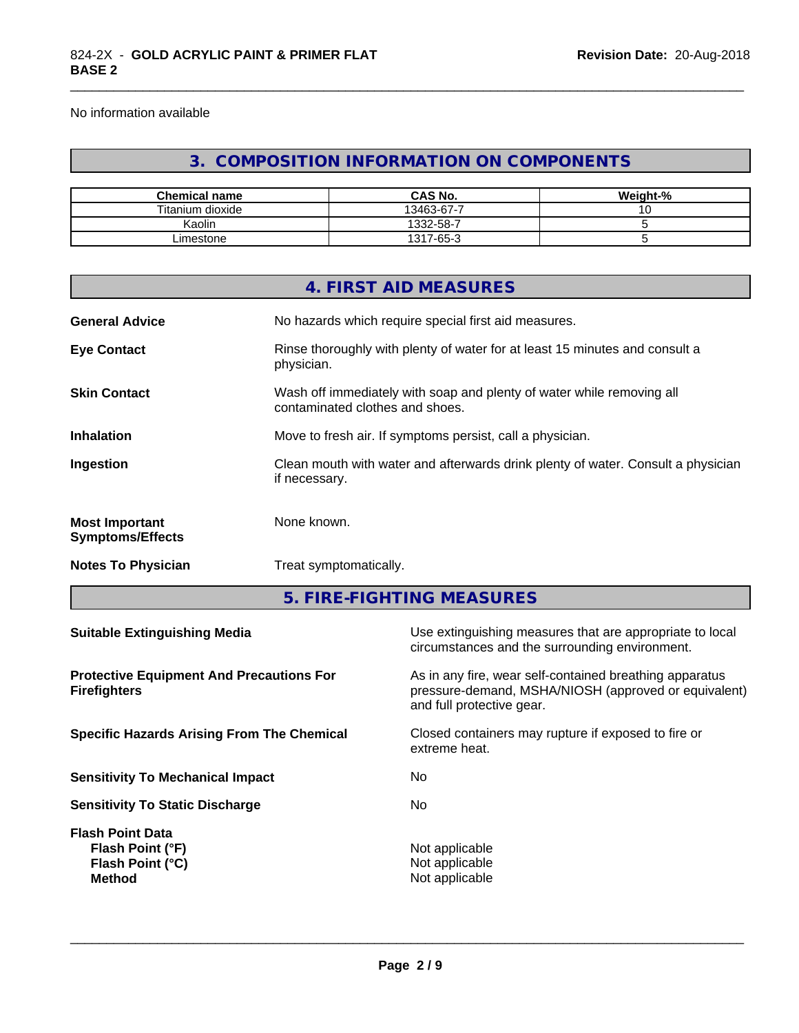No information available

## 3. COMPOSITION INFORMATION ON COMPONENTS

| Chemical name | CAS No. | Weight-% |
|---|---|---|
| Titanium dioxide | 13463-67-7 | 10 |
| Kaolin | 1332-58-7 | 5 |
| Limestone | 1317-65-3 | 5 |

## 4. FIRST AID MEASURES

**General Advice** No hazards which require special first aid measures.

**Eye Contact** Rinse thoroughly with plenty of water for at least 15 minutes and consult a physician.

**Skin Contact** Wash off immediately with soap and plenty of water while removing all contaminated clothes and shoes.

**Inhalation** Move to fresh air. If symptoms persist, call a physician.

**Ingestion** Clean mouth with water and afterwards drink plenty of water. Consult a physician if necessary.

**Most Important Symptoms/Effects** None known.

**Notes To Physician** Treat symptomatically.

## 5. FIRE-FIGHTING MEASURES

**Suitable Extinguishing Media** Use extinguishing measures that are appropriate to local circumstances and the surrounding environment.

**Protective Equipment And Precautions For Firefighters** As in any fire, wear self-contained breathing apparatus pressure-demand, MSHA/NIOSH (approved or equivalent) and full protective gear.

**Specific Hazards Arising From The Chemical** Closed containers may rupture if exposed to fire or extreme heat.

**Sensitivity To Mechanical Impact** No

**Sensitivity To Static Discharge** No

**Flash Point Data**
**Flash Point (°F)** Not applicable
**Flash Point (°C)** Not applicable
**Method** Not applicable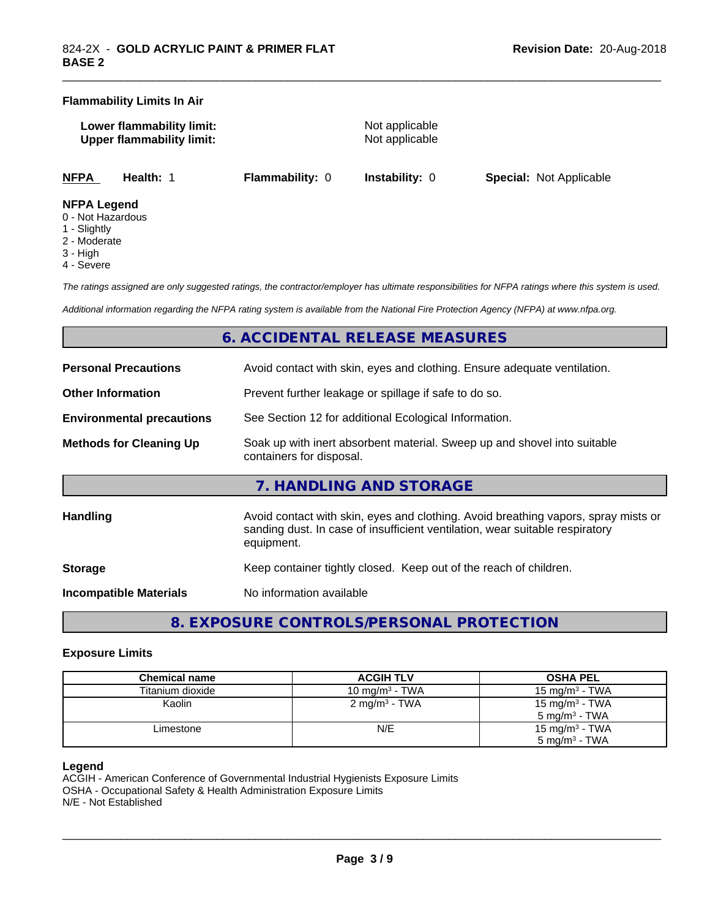**Flammability Limits In Air**

**Lower flammability limit:** Not applicable
**Upper flammability limit:** Not applicable

**NFPA** **Health:** 1 **Flammability:** 0 **Instability:** 0 **Special:** Not Applicable

**NFPA Legend**
0 - Not Hazardous
1 - Slightly
2 - Moderate
3 - High
4 - Severe

*The ratings assigned are only suggested ratings, the contractor/employer has ultimate responsibilities for NFPA ratings where this system is used.*

*Additional information regarding the NFPA rating system is available from the National Fire Protection Agency (NFPA) at www.nfpa.org.*

## 6. ACCIDENTAL RELEASE MEASURES

**Personal Precautions** Avoid contact with skin, eyes and clothing. Ensure adequate ventilation.

**Other Information** Prevent further leakage or spillage if safe to do so.

**Environmental precautions** See Section 12 for additional Ecological Information.

**Methods for Cleaning Up** Soak up with inert absorbent material. Sweep up and shovel into suitable containers for disposal.

## 7. HANDLING AND STORAGE

**Handling** Avoid contact with skin, eyes and clothing. Avoid breathing vapors, spray mists or sanding dust. In case of insufficient ventilation, wear suitable respiratory equipment.

**Storage** Keep container tightly closed. Keep out of the reach of children.

**Incompatible Materials** No information available

## 8. EXPOSURE CONTROLS/PERSONAL PROTECTION

### Exposure Limits

| Chemical name | ACGIH TLV | OSHA PEL |
|---|---|---|
| Titanium dioxide | 10 mg/m$^3$ - TWA | 15 mg/m$^3$ - TWA |
| Kaolin | 2 mg/m$^3$ - TWA | 15 mg/m$^3$ - TWA<br>5 mg/m$^3$ - TWA |
| Limestone | N/E | 15 mg/m$^3$ - TWA<br>5 mg/m$^3$ - TWA |

**Legend**
ACGIH - American Conference of Governmental Industrial Hygienists Exposure Limits
OSHA - Occupational Safety & Health Administration Exposure Limits
N/E - Not Established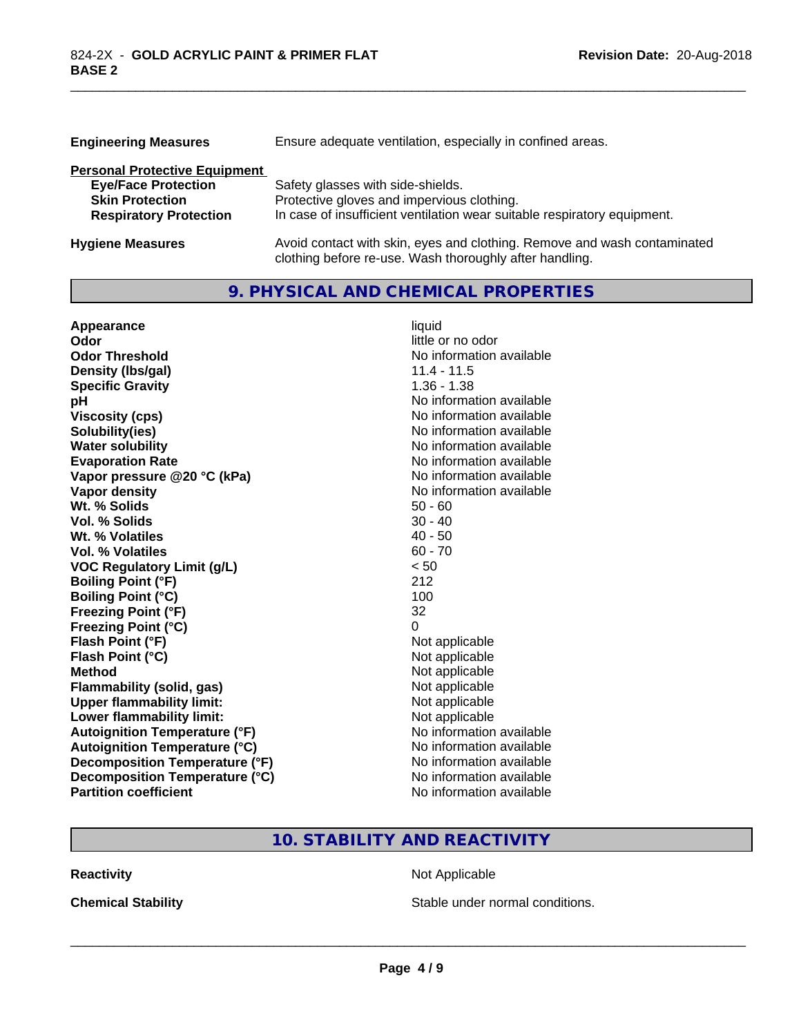| | |
|---|---|
| **Engineering Measures** | Ensure adequate ventilation, especially in confined areas. |

**Personal Protective Equipment**

| | |
|---|---|
| **Eye/Face Protection** | Safety glasses with side-shields. |
| **Skin Protection** | Protective gloves and impervious clothing. |
| **Respiratory Protection** | In case of insufficient ventilation wear suitable respiratory equipment. |

| | |
|---|---|
| **Hygiene Measures** | Avoid contact with skin, eyes and clothing. Remove and wash contaminated clothing before re-use. Wash thoroughly after handling. |

## 9. PHYSICAL AND CHEMICAL PROPERTIES

| | |
|---|---|
| **Appearance** | liquid |
| **Odor** | little or no odor |
| **Odor Threshold** | No information available |
| **Density (lbs/gal)** | 11.4 - 11.5 |
| **Specific Gravity** | 1.36 - 1.38 |
| **pH** | No information available |
| **Viscosity (cps)** | No information available |
| **Solubility(ies)** | No information available |
| **Water solubility** | No information available |
| **Evaporation Rate** | No information available |
| **Vapor pressure @20 °C (kPa)** | No information available |
| **Vapor density** | No information available |
| **Wt. % Solids** | 50 - 60 |
| **Vol. % Solids** | 30 - 40 |
| **Wt. % Volatiles** | 40 - 50 |
| **Vol. % Volatiles** | 60 - 70 |
| **VOC Regulatory Limit (g/L)** | < 50 |
| **Boiling Point (°F)** | 212 |
| **Boiling Point (°C)** | 100 |
| **Freezing Point (°F)** | 32 |
| **Freezing Point (°C)** | 0 |
| **Flash Point (°F)** | Not applicable |
| **Flash Point (°C)** | Not applicable |
| **Method** | Not applicable |
| **Flammability (solid, gas)** | Not applicable |
| **Upper flammability limit:** | Not applicable |
| **Lower flammability limit:** | Not applicable |
| **Autoignition Temperature (°F)** | No information available |
| **Autoignition Temperature (°C)** | No information available |
| **Decomposition Temperature (°F)** | No information available |
| **Decomposition Temperature (°C)** | No information available |
| **Partition coefficient** | No information available |

## 10. STABILITY AND REACTIVITY

| | |
|---|---|
| **Reactivity** | Not Applicable |
| **Chemical Stability** | Stable under normal conditions. |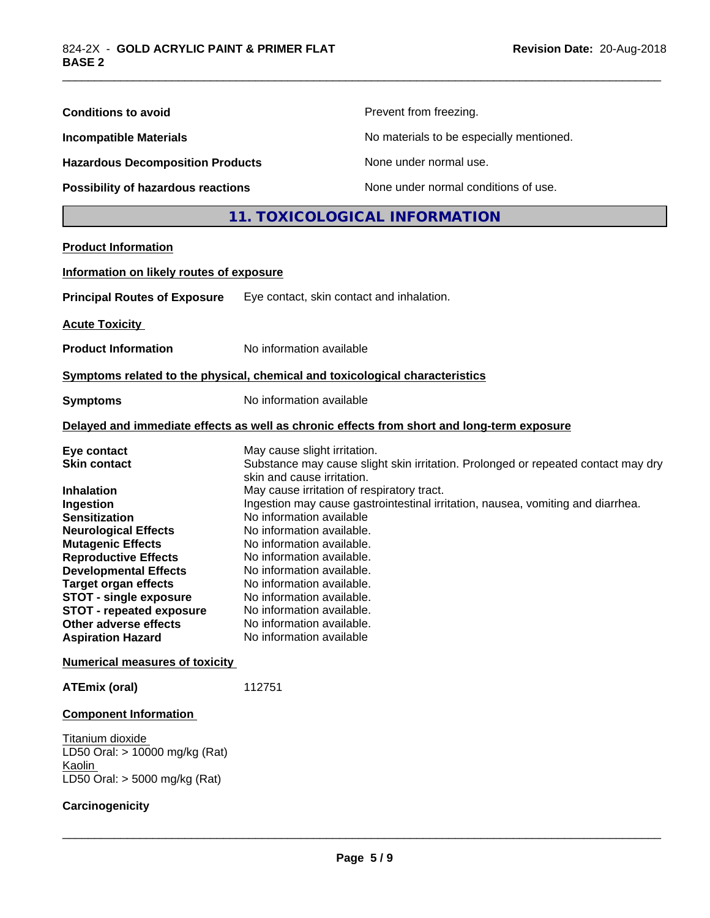| | |
|---|---|
| **Conditions to avoid** | Prevent from freezing. |
| **Incompatible Materials** | No materials to be especially mentioned. |
| **Hazardous Decomposition Products** | None under normal use. |
| **Possibility of hazardous reactions** | None under normal conditions of use. |

## 11. TOXICOLOGICAL INFORMATION

**Product Information**

**Information on likely routes of exposure**

**Principal Routes of Exposure** Eye contact, skin contact and inhalation.

**Acute Toxicity**

**Product Information** No information available

**Symptoms related to the physical, chemical and toxicological characteristics**

**Symptoms** No information available

**Delayed and immediate effects as well as chronic effects from short and long-term exposure**

| | |
|---|---|
| **Eye contact** | May cause slight irritation. |
| **Skin contact** | Substance may cause slight skin irritation. Prolonged or repeated contact may dry skin and cause irritation. |
| **Inhalation** | May cause irritation of respiratory tract. |
| **Ingestion** | Ingestion may cause gastrointestinal irritation, nausea, vomiting and diarrhea. |
| **Sensitization** | No information available |
| **Neurological Effects** | No information available. |
| **Mutagenic Effects** | No information available. |
| **Reproductive Effects** | No information available. |
| **Developmental Effects** | No information available. |
| **Target organ effects** | No information available. |
| **STOT - single exposure** | No information available. |
| **STOT - repeated exposure** | No information available. |
| **Other adverse effects** | No information available. |
| **Aspiration Hazard** | No information available |

**Numerical measures of toxicity**

**ATEmix (oral)** 112751

**Component Information**

Titanium dioxide
LD50 Oral: > 10000 mg/kg (Rat)
Kaolin
LD50 Oral: > 5000 mg/kg (Rat)

**Carcinogenicity**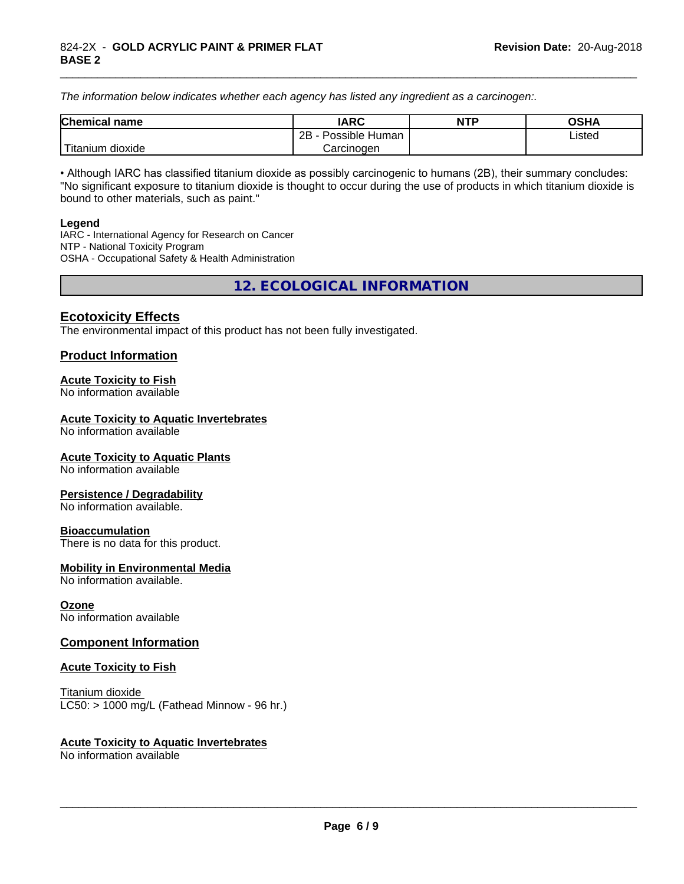*The information below indicates whether each agency has listed any ingredient as a carcinogen:.*

| Chemical name | IARC | NTP | OSHA |
|---|---|---|---|
| Titanium dioxide | 2B - Possible Human Carcinogen | | Listed |

• Although IARC has classified titanium dioxide as possibly carcinogenic to humans (2B), their summary concludes: "No significant exposure to titanium dioxide is thought to occur during the use of products in which titanium dioxide is bound to other materials, such as paint."

**Legend**
IARC - International Agency for Research on Cancer
NTP - National Toxicity Program
OSHA - Occupational Safety & Health Administration

## 12. ECOLOGICAL INFORMATION

### Ecotoxicity Effects

The environmental impact of this product has not been fully investigated.

### Product Information

**Acute Toxicity to Fish**
No information available

**Acute Toxicity to Aquatic Invertebrates**
No information available

**Acute Toxicity to Aquatic Plants**
No information available

**Persistence / Degradability**
No information available.

**Bioaccumulation**
There is no data for this product.

**Mobility in Environmental Media**
No information available.

**Ozone**
No information available

### Component Information

**Acute Toxicity to Fish**

Titanium dioxide
LC50: > 1000 mg/L (Fathead Minnow - 96 hr.)

**Acute Toxicity to Aquatic Invertebrates**
No information available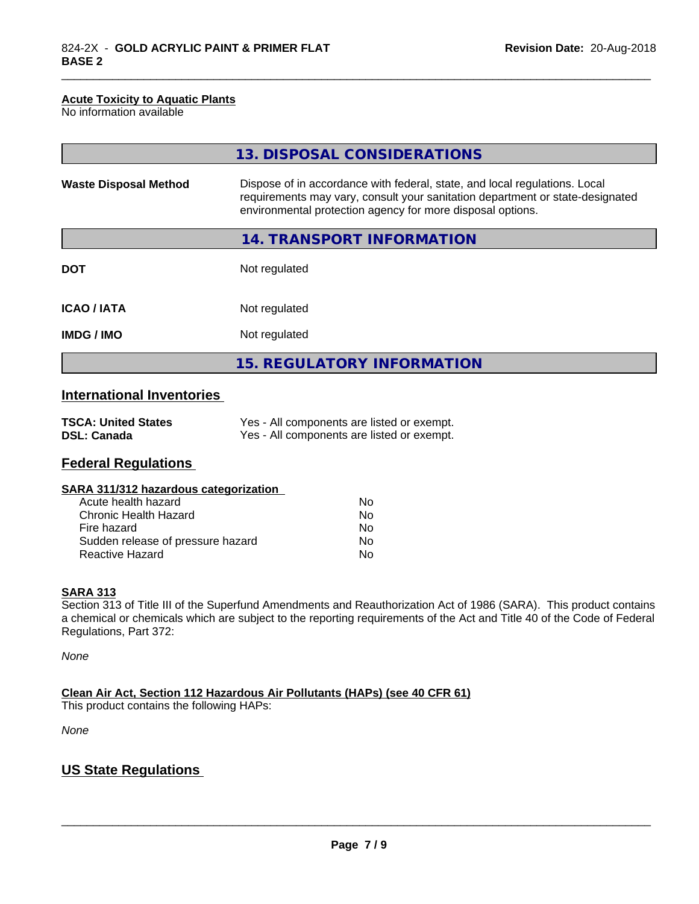**Acute Toxicity to Aquatic Plants**
No information available

## 13. DISPOSAL CONSIDERATIONS

| | |
|---|---|
| **Waste Disposal Method** | Dispose of in accordance with federal, state, and local regulations. Local requirements may vary, consult your sanitation department or state-designated environmental protection agency for more disposal options. |

## 14. TRANSPORT INFORMATION

| | |
|---|---|
| **DOT** | Not regulated |
| **ICAO / IATA** | Not regulated |
| **IMDG / IMO** | Not regulated |

## 15. REGULATORY INFORMATION

### International Inventories

| | |
|---|---|
| **TSCA: United States** | Yes - All components are listed or exempt. |
| **DSL: Canada** | Yes - All components are listed or exempt. |

### Federal Regulations

**SARA 311/312 hazardous categorization**

| | |
|---|---|
| Acute health hazard | No |
| Chronic Health Hazard | No |
| Fire hazard | No |
| Sudden release of pressure hazard | No |
| Reactive Hazard | No |

**SARA 313**
Section 313 of Title III of the Superfund Amendments and Reauthorization Act of 1986 (SARA). This product contains a chemical or chemicals which are subject to the reporting requirements of the Act and Title 40 of the Code of Federal Regulations, Part 372:

*None*

**Clean Air Act, Section 112 Hazardous Air Pollutants (HAPs) (see 40 CFR 61)**
This product contains the following HAPs:

*None*

### US State Regulations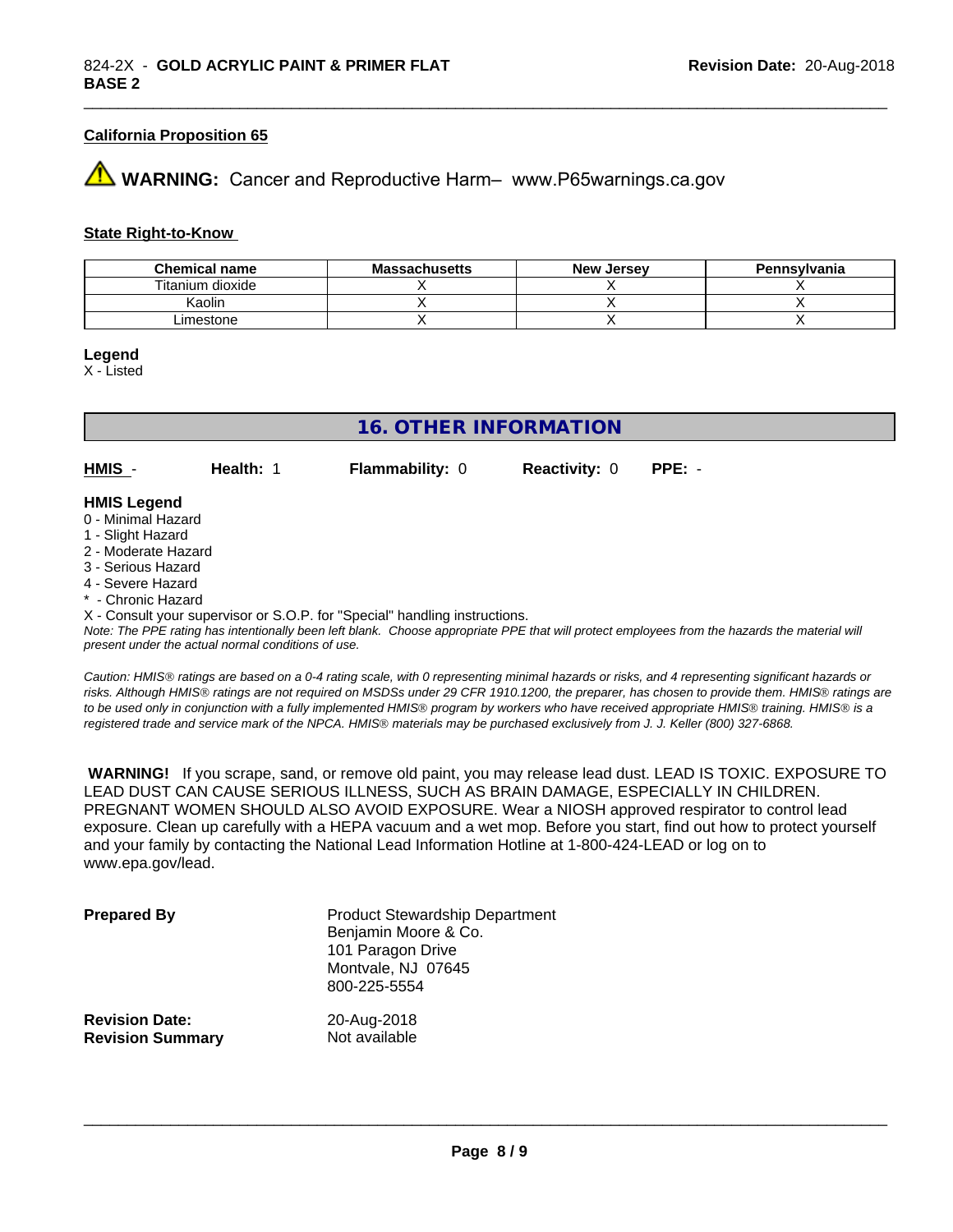### California Proposition 65

⚠ **WARNING:** Cancer and Reproductive Harm– www.P65warnings.ca.gov

### State Right-to-Know

| Chemical name | Massachusetts | New Jersey | Pennsylvania |
|---|---|---|---|
| Titanium dioxide | X | X | X |
| Kaolin | X | X | X |
| Limestone | X | X | X |

**Legend**
X - Listed

## 16. OTHER INFORMATION

| **HMIS** - | **Health:** 1 | **Flammability:** 0 | **Reactivity:** 0 | **PPE:** - |
|---|---|---|---|---|

**HMIS Legend**
0 - Minimal Hazard
1 - Slight Hazard
2 - Moderate Hazard
3 - Serious Hazard
4 - Severe Hazard
* - Chronic Hazard
X - Consult your supervisor or S.O.P. for "Special" handling instructions.
*Note: The PPE rating has intentionally been left blank. Choose appropriate PPE that will protect employees from the hazards the material will present under the actual normal conditions of use.*

*Caution: HMIS® ratings are based on a 0-4 rating scale, with 0 representing minimal hazards or risks, and 4 representing significant hazards or risks. Although HMIS® ratings are not required on MSDSs under 29 CFR 1910.1200, the preparer, has chosen to provide them. HMIS® ratings are to be used only in conjunction with a fully implemented HMIS® program by workers who have received appropriate HMIS® training. HMIS® is a registered trade and service mark of the NPCA. HMIS® materials may be purchased exclusively from J. J. Keller (800) 327-6868.*

**WARNING!** If you scrape, sand, or remove old paint, you may release lead dust. LEAD IS TOXIC. EXPOSURE TO LEAD DUST CAN CAUSE SERIOUS ILLNESS, SUCH AS BRAIN DAMAGE, ESPECIALLY IN CHILDREN. PREGNANT WOMEN SHOULD ALSO AVOID EXPOSURE. Wear a NIOSH approved respirator to control lead exposure. Clean up carefully with a HEPA vacuum and a wet mop. Before you start, find out how to protect yourself and your family by contacting the National Lead Information Hotline at 1-800-424-LEAD or log on to www.epa.gov/lead.

**Prepared By**
Product Stewardship Department
Benjamin Moore & Co.
101 Paragon Drive
Montvale, NJ 07645
800-225-5554

**Revision Date:** 20-Aug-2018
**Revision Summary** Not available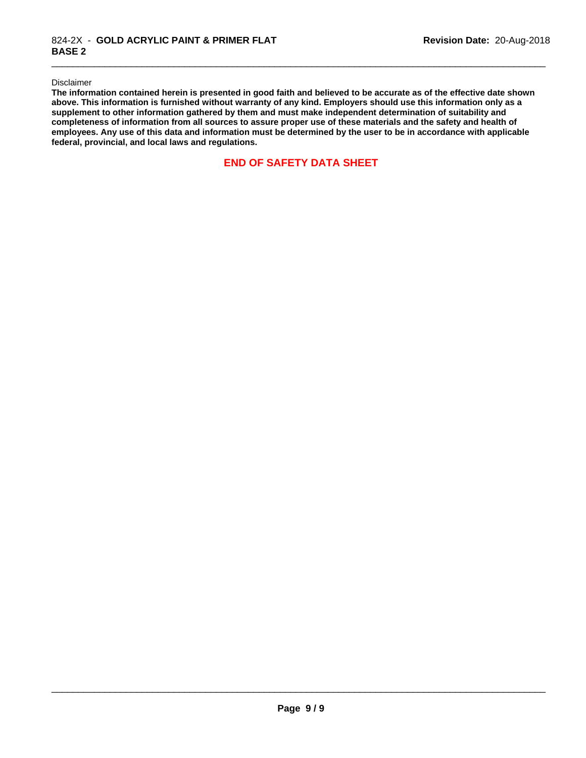Disclaimer

**The information contained herein is presented in good faith and believed to be accurate as of the effective date shown above. This information is furnished without warranty of any kind. Employers should use this information only as a supplement to other information gathered by them and must make independent determination of suitability and completeness of information from all sources to assure proper use of these materials and the safety and health of employees. Any use of this data and information must be determined by the user to be in accordance with applicable federal, provincial, and local laws and regulations.**

**END OF SAFETY DATA SHEET**